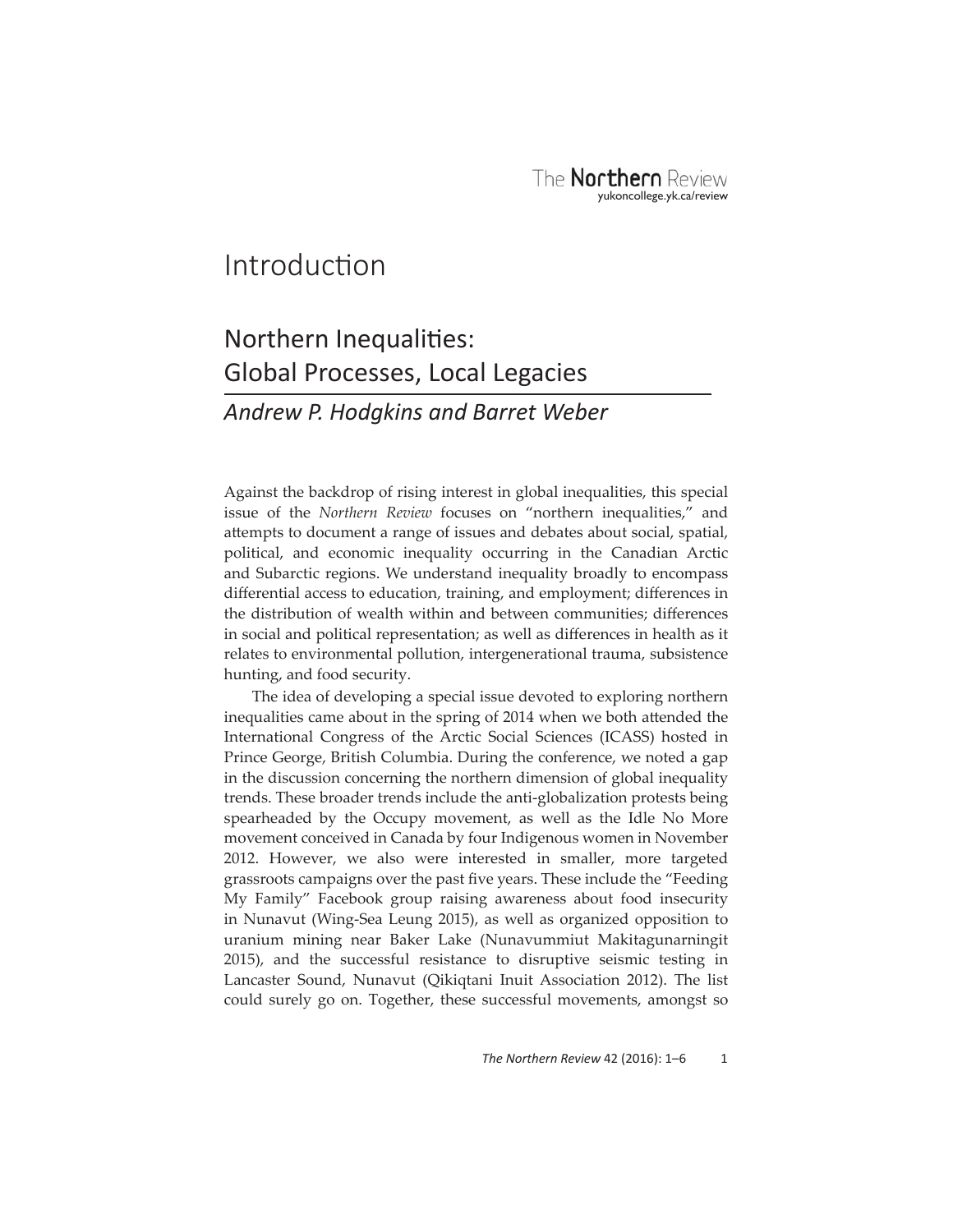# Introduction

## Northern Inequalities: Global Processes, Local Legacies

*Andrew P. Hodgkins and Barret Weber*

Against the backdrop of rising interest in global inequalities, this special issue of the *Northern Review* focuses on "northern inequalities," and attempts to document a range of issues and debates about social, spatial, political, and economic inequality occurring in the Canadian Arctic and Subarctic regions. We understand inequality broadly to encompass differential access to education, training, and employment; differences in the distribution of wealth within and between communities; differences in social and political representation; as well as differences in health as it relates to environmental pollution, intergenerational trauma, subsistence hunting, and food security.

The idea of developing a special issue devoted to exploring northern inequalities came about in the spring of 2014 when we both attended the International Congress of the Arctic Social Sciences (ICASS) hosted in Prince George, British Columbia. During the conference, we noted a gap in the discussion concerning the northern dimension of global inequality trends. These broader trends include the anti-globalization protests being spearheaded by the Occupy movement, as well as the Idle No More movement conceived in Canada by four Indigenous women in November 2012. However, we also were interested in smaller, more targeted grassroots campaigns over the past five years. These include the "Feeding My Family" Facebook group raising awareness about food insecurity in Nunavut (Wing-Sea Leung 2015), as well as organized opposition to uranium mining near Baker Lake (Nunavummiut Makitagunarningit 2015), and the successful resistance to disruptive seismic testing in Lancaster Sound, Nunavut (Qikiqtani Inuit Association 2012). The list could surely go on. Together, these successful movements, amongst so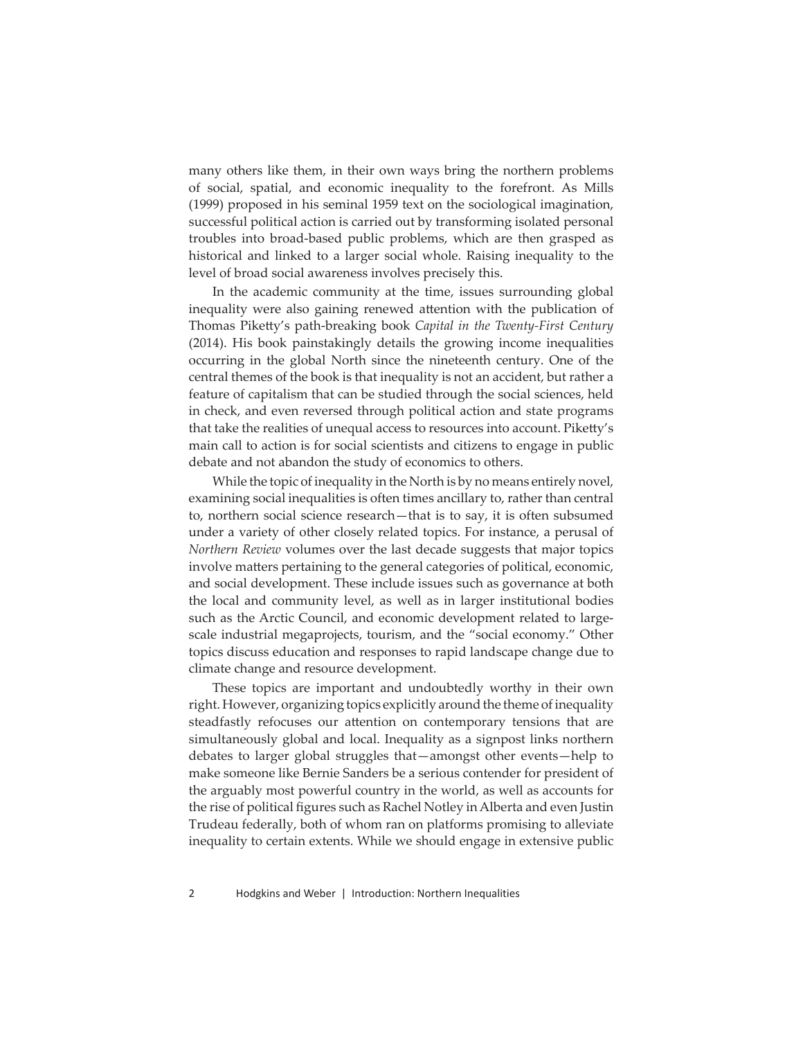many others like them, in their own ways bring the northern problems of social, spatial, and economic inequality to the forefront. As Mills (1999) proposed in his seminal 1959 text on the sociological imagination, successful political action is carried out by transforming isolated personal troubles into broad-based public problems, which are then grasped as historical and linked to a larger social whole. Raising inequality to the level of broad social awareness involves precisely this.

In the academic community at the time, issues surrounding global inequality were also gaining renewed attention with the publication of Thomas Piketty's path-breaking book *Capital in the Twenty-First Century* (2014). His book painstakingly details the growing income inequalities occurring in the global North since the nineteenth century. One of the central themes of the book is that inequality is not an accident, but rather a feature of capitalism that can be studied through the social sciences, held in check, and even reversed through political action and state programs that take the realities of unequal access to resources into account. Piketty's main call to action is for social scientists and citizens to engage in public debate and not abandon the study of economics to others.

While the topic of inequality in the North is by no means entirely novel, examining social inequalities is often times ancillary to, rather than central to, northern social science research—that is to say, it is often subsumed under a variety of other closely related topics. For instance, a perusal of *Northern Review* volumes over the last decade suggests that major topics involve matters pertaining to the general categories of political, economic, and social development. These include issues such as governance at both the local and community level, as well as in larger institutional bodies such as the Arctic Council, and economic development related to large-scale industrial megaprojects, tourism, and the "social economy." Other topics discuss education and responses to rapid landscape change due to climate change and resource development.

These topics are important and undoubtedly worthy in their own right. However, organizing topics explicitly around the theme of inequality steadfastly refocuses our attention on contemporary tensions that are simultaneously global and local. Inequality as a signpost links northern debates to larger global struggles that—amongst other events—help to make someone like Bernie Sanders be a serious contender for president of the arguably most powerful country in the world, as well as accounts for the rise of political figures such as Rachel Notley in Alberta and even Justin Trudeau federally, both of whom ran on platforms promising to alleviate inequality to certain extents. While we should engage in extensive public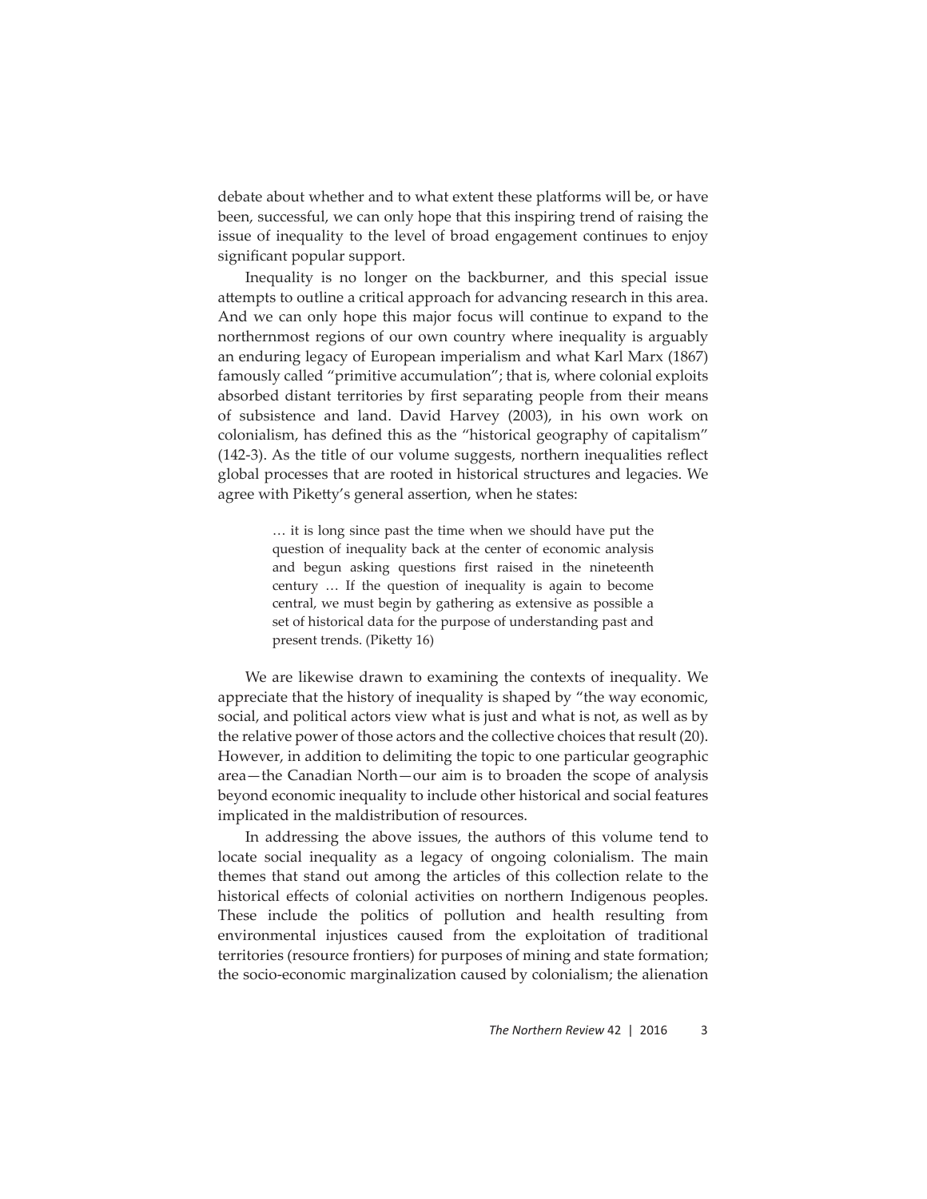debate about whether and to what extent these platforms will be, or have been, successful, we can only hope that this inspiring trend of raising the issue of inequality to the level of broad engagement continues to enjoy significant popular support.

Inequality is no longer on the backburner, and this special issue attempts to outline a critical approach for advancing research in this area. And we can only hope this major focus will continue to expand to the northernmost regions of our own country where inequality is arguably an enduring legacy of European imperialism and what Karl Marx (1867) famously called "primitive accumulation"; that is, where colonial exploits absorbed distant territories by first separating people from their means of subsistence and land. David Harvey (2003), in his own work on colonialism, has defined this as the "historical geography of capitalism" (142-3). As the title of our volume suggests, northern inequalities reflect global processes that are rooted in historical structures and legacies. We agree with Piketty's general assertion, when he states:

> … it is long since past the time when we should have put the question of inequality back at the center of economic analysis and begun asking questions first raised in the nineteenth century … If the question of inequality is again to become central, we must begin by gathering as extensive as possible a set of historical data for the purpose of understanding past and present trends. (Piketty 16)

We are likewise drawn to examining the contexts of inequality. We appreciate that the history of inequality is shaped by "the way economic, social, and political actors view what is just and what is not, as well as by the relative power of those actors and the collective choices that result (20). However, in addition to delimiting the topic to one particular geographic area—the Canadian North—our aim is to broaden the scope of analysis beyond economic inequality to include other historical and social features implicated in the maldistribution of resources.

In addressing the above issues, the authors of this volume tend to locate social inequality as a legacy of ongoing colonialism. The main themes that stand out among the articles of this collection relate to the historical effects of colonial activities on northern Indigenous peoples. These include the politics of pollution and health resulting from environmental injustices caused from the exploitation of traditional territories (resource frontiers) for purposes of mining and state formation; the socio-economic marginalization caused by colonialism; the alienation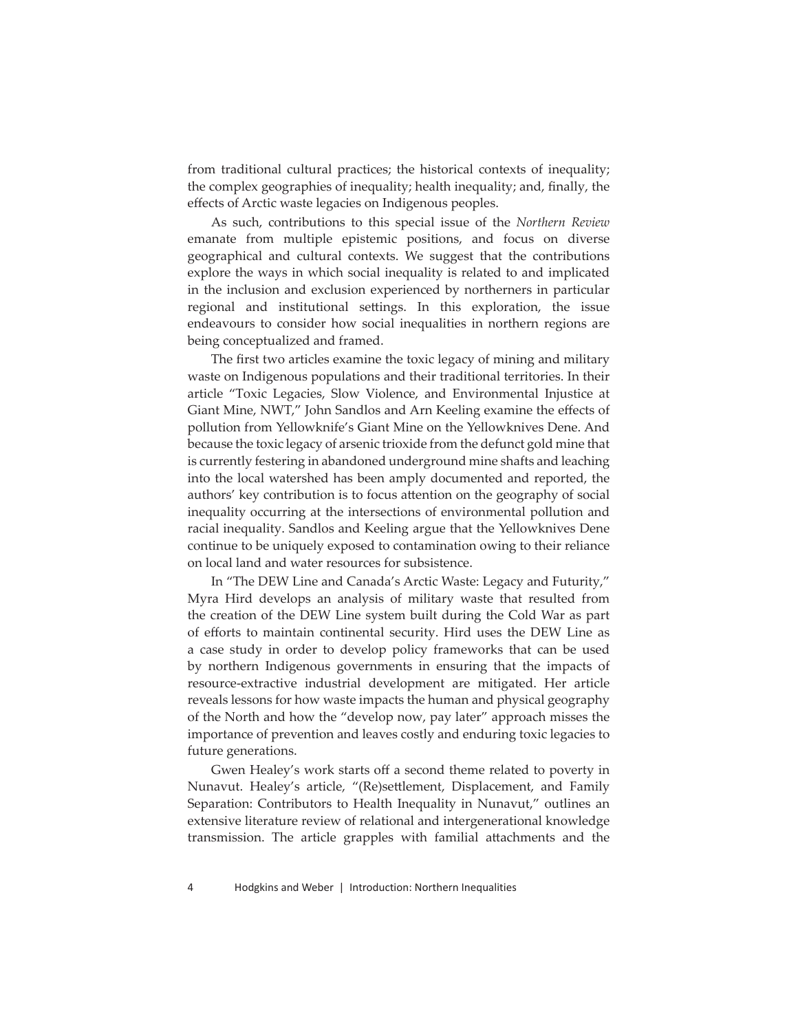from traditional cultural practices; the historical contexts of inequality; the complex geographies of inequality; health inequality; and, finally, the effects of Arctic waste legacies on Indigenous peoples.

As such, contributions to this special issue of the *Northern Review* emanate from multiple epistemic positions, and focus on diverse geographical and cultural contexts. We suggest that the contributions explore the ways in which social inequality is related to and implicated in the inclusion and exclusion experienced by northerners in particular regional and institutional settings. In this exploration, the issue endeavours to consider how social inequalities in northern regions are being conceptualized and framed.

The first two articles examine the toxic legacy of mining and military waste on Indigenous populations and their traditional territories. In their article "Toxic Legacies, Slow Violence, and Environmental Injustice at Giant Mine, NWT," John Sandlos and Arn Keeling examine the effects of pollution from Yellowknife's Giant Mine on the Yellowknives Dene. And because the toxic legacy of arsenic trioxide from the defunct gold mine that is currently festering in abandoned underground mine shafts and leaching into the local watershed has been amply documented and reported, the authors' key contribution is to focus attention on the geography of social inequality occurring at the intersections of environmental pollution and racial inequality. Sandlos and Keeling argue that the Yellowknives Dene continue to be uniquely exposed to contamination owing to their reliance on local land and water resources for subsistence.

In "The DEW Line and Canada's Arctic Waste: Legacy and Futurity," Myra Hird develops an analysis of military waste that resulted from the creation of the DEW Line system built during the Cold War as part of efforts to maintain continental security. Hird uses the DEW Line as a case study in order to develop policy frameworks that can be used by northern Indigenous governments in ensuring that the impacts of resource-extractive industrial development are mitigated. Her article reveals lessons for how waste impacts the human and physical geography of the North and how the "develop now, pay later" approach misses the importance of prevention and leaves costly and enduring toxic legacies to future generations.

Gwen Healey's work starts off a second theme related to poverty in Nunavut. Healey's article, "(Re)settlement, Displacement, and Family Separation: Contributors to Health Inequality in Nunavut," outlines an extensive literature review of relational and intergenerational knowledge transmission. The article grapples with familial attachments and the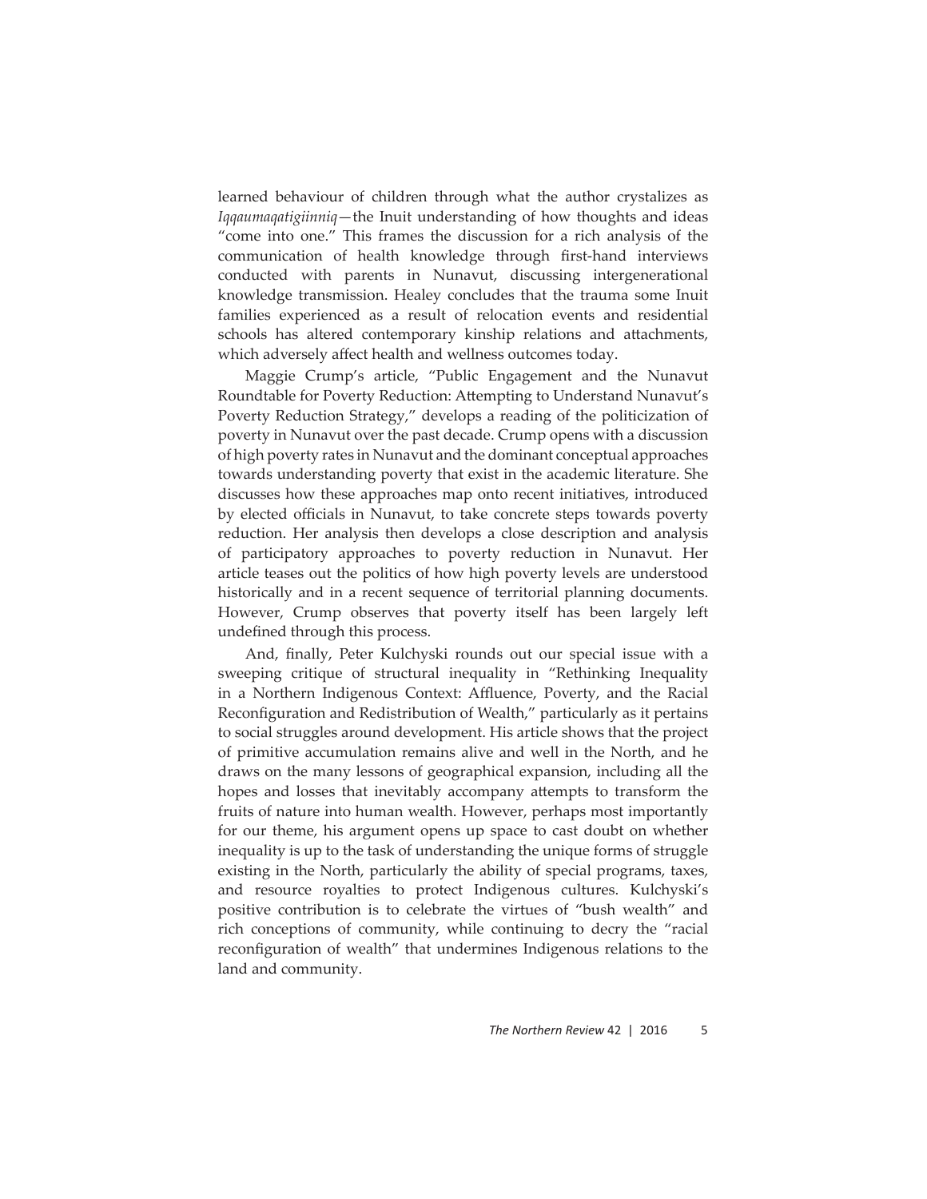learned behaviour of children through what the author crystalizes as *Iqqaumaqatigiinniq*—the Inuit understanding of how thoughts and ideas "come into one." This frames the discussion for a rich analysis of the communication of health knowledge through first-hand interviews conducted with parents in Nunavut, discussing intergenerational knowledge transmission. Healey concludes that the trauma some Inuit families experienced as a result of relocation events and residential schools has altered contemporary kinship relations and attachments, which adversely affect health and wellness outcomes today.

Maggie Crump's article, "Public Engagement and the Nunavut Roundtable for Poverty Reduction: Attempting to Understand Nunavut's Poverty Reduction Strategy," develops a reading of the politicization of poverty in Nunavut over the past decade. Crump opens with a discussion of high poverty rates in Nunavut and the dominant conceptual approaches towards understanding poverty that exist in the academic literature. She discusses how these approaches map onto recent initiatives, introduced by elected officials in Nunavut, to take concrete steps towards poverty reduction. Her analysis then develops a close description and analysis of participatory approaches to poverty reduction in Nunavut. Her article teases out the politics of how high poverty levels are understood historically and in a recent sequence of territorial planning documents. However, Crump observes that poverty itself has been largely left undefined through this process.

And, finally, Peter Kulchyski rounds out our special issue with a sweeping critique of structural inequality in "Rethinking Inequality in a Northern Indigenous Context: Affluence, Poverty, and the Racial Reconfiguration and Redistribution of Wealth," particularly as it pertains to social struggles around development. His article shows that the project of primitive accumulation remains alive and well in the North, and he draws on the many lessons of geographical expansion, including all the hopes and losses that inevitably accompany attempts to transform the fruits of nature into human wealth. However, perhaps most importantly for our theme, his argument opens up space to cast doubt on whether inequality is up to the task of understanding the unique forms of struggle existing in the North, particularly the ability of special programs, taxes, and resource royalties to protect Indigenous cultures. Kulchyski's positive contribution is to celebrate the virtues of "bush wealth" and rich conceptions of community, while continuing to decry the "racial reconfiguration of wealth" that undermines Indigenous relations to the land and community.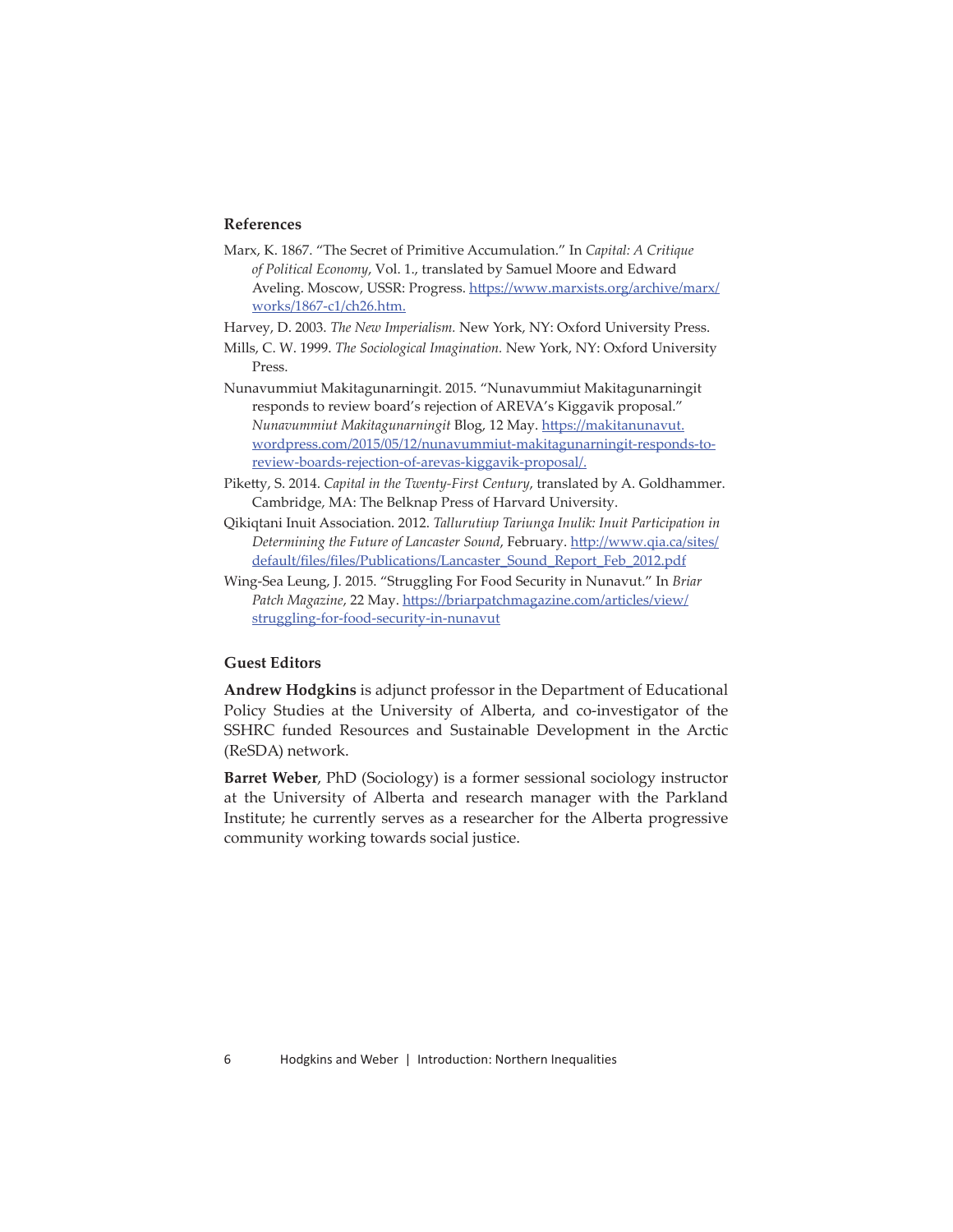## References

Marx, K. 1867. "The Secret of Primitive Accumulation." In *Capital: A Critique of Political Economy*, Vol. 1., translated by Samuel Moore and Edward Aveling. Moscow, USSR: Progress. https://www.marxists.org/archive/marx/works/1867-c1/ch26.htm.

Harvey, D. 2003. *The New Imperialism.* New York, NY: Oxford University Press.

Mills, C. W. 1999. *The Sociological Imagination.* New York, NY: Oxford University Press.

Nunavummiut Makitagunarningit. 2015. "Nunavummiut Makitagunarningit responds to review board's rejection of AREVA's Kiggavik proposal." *Nunavummiut Makitagunarningit* Blog, 12 May. https://makitanunavut.wordpress.com/2015/05/12/nunavummiut-makitagunarningit-responds-to-review-boards-rejection-of-arevas-kiggavik-proposal/.

Piketty, S. 2014. *Capital in the Twenty-First Century*, translated by A. Goldhammer. Cambridge, MA: The Belknap Press of Harvard University.

Qikiqtani Inuit Association. 2012. *Tallurutiup Tariunga Inulik: Inuit Participation in Determining the Future of Lancaster Sound*, February. http://www.qia.ca/sites/default/files/files/Publications/Lancaster_Sound_Report_Feb_2012.pdf

Wing-Sea Leung, J. 2015. "Struggling For Food Security in Nunavut." In *Briar Patch Magazine*, 22 May. https://briarpatchmagazine.com/articles/view/struggling-for-food-security-in-nunavut

## Guest Editors

**Andrew Hodgkins** is adjunct professor in the Department of Educational Policy Studies at the University of Alberta, and co-investigator of the SSHRC funded Resources and Sustainable Development in the Arctic (ReSDA) network.

**Barret Weber**, PhD (Sociology) is a former sessional sociology instructor at the University of Alberta and research manager with the Parkland Institute; he currently serves as a researcher for the Alberta progressive community working towards social justice.